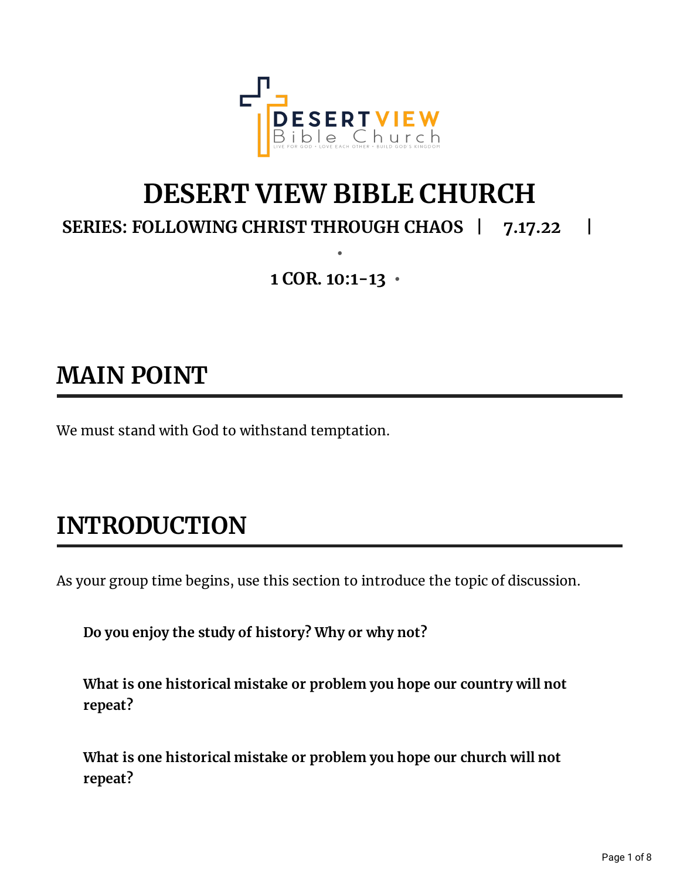# DESERT VIEW BIBLE CHURCH

**SERIES: FOLLOWING CHRIST THROUGH CHAOS | 7.17.22 |**

**1 COR. 10:1-13**

## MAIN POINT

We must stand with God to withstand temptation.

## INTRODUCTION

As your group time begins, use this section to introduce the topic of discussion.

**Do you enjoy the study of history? Why or why not?**

**What is one historical mistake or problem you hope our country will not repeat?**

**What is one historical mistake or problem you hope our church will not repeat?**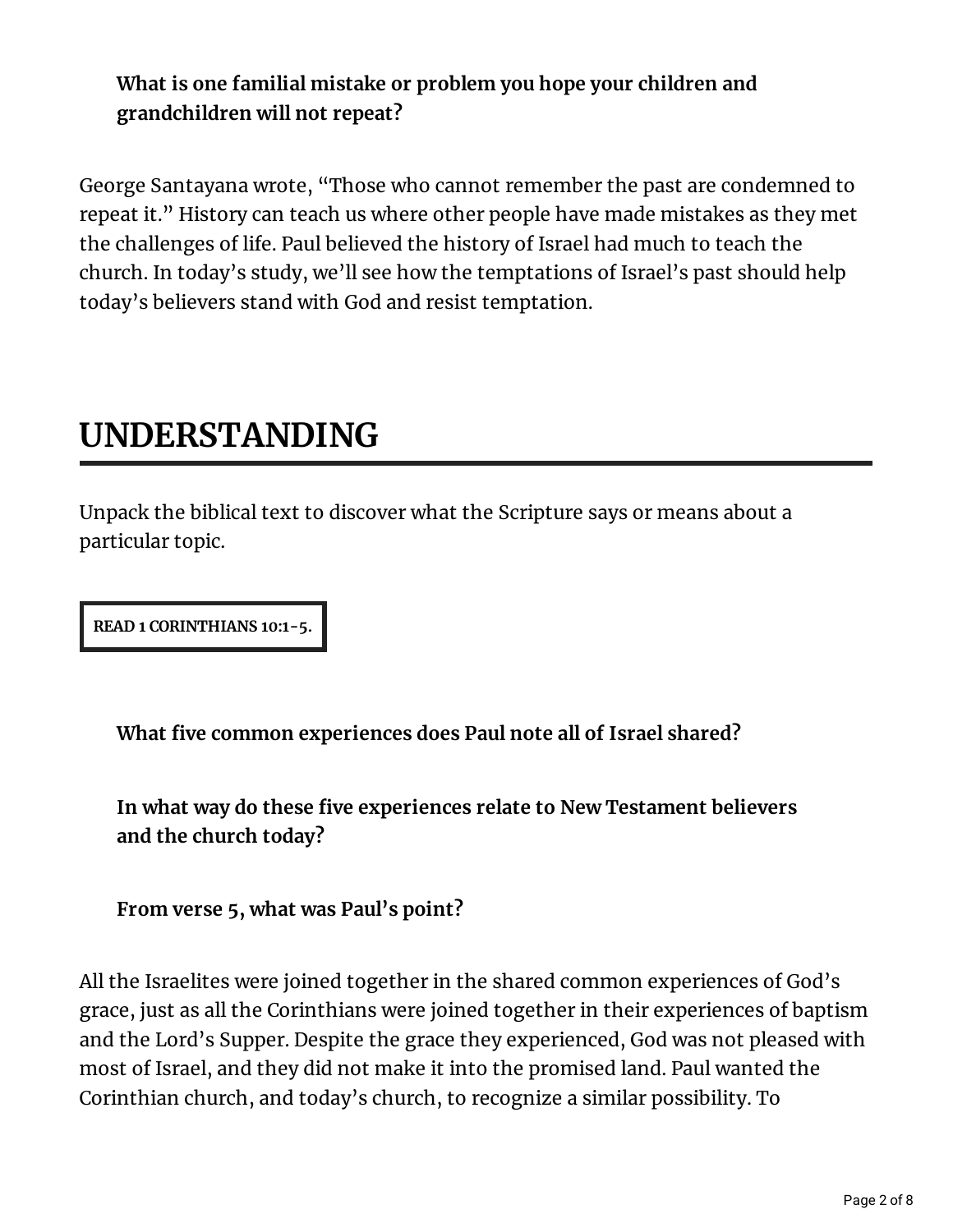**What is one familial mistake or problem you hope your children and grandchildren will not repeat?**

George Santayana wrote, "Those who cannot remember the past are condemned to repeat it." History can teach us where other people have made mistakes as they met the challenges of life. Paul believed the history of Israel had much to teach the church. In today's study, we'll see how the temptations of Israel's past should help today's believers stand with God and resist temptation.

# UNDERSTANDING

Unpack the biblical text to discover what the Scripture says or means about a particular topic.

**READ 1 CORINTHIANS 10:1-5.**

**What five common experiences does Paul note all of Israel shared?**

**In what way do these five experiences relate to New Testament believers and the church today?**

**From verse 5, what was Paul's point?**

All the Israelites were joined together in the shared common experiences of God's grace, just as all the Corinthians were joined together in their experiences of baptism and the Lord's Supper. Despite the grace they experienced, God was not pleased with most of Israel, and they did not make it into the promised land. Paul wanted the Corinthian church, and today's church, to recognize a similar possibility. To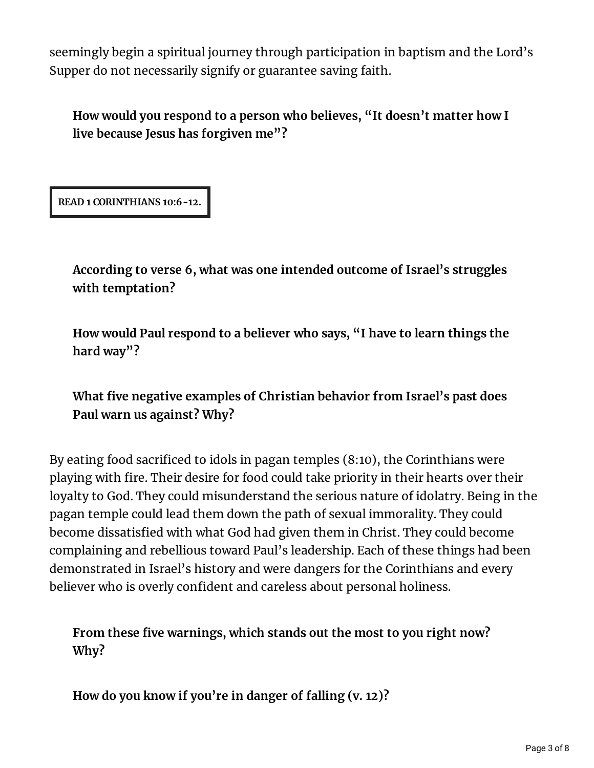seemingly begin a spiritual journey through participation in baptism and the Lord's Supper do not necessarily signify or guarantee saving faith.

**How would you respond to a person who believes, "It doesn't matter how I live because Jesus has forgiven me"?**

**READ 1 CORINTHIANS 10:6-12.**

**According to verse 6, what was one intended outcome of Israel's struggles with temptation?**

**How would Paul respond to a believer who says, "I have to learn things the hard way"?**

**What five negative examples of Christian behavior from Israel's past does Paul warn us against? Why?**

By eating food sacrificed to idols in pagan temples (8:10), the Corinthians were playing with fire. Their desire for food could take priority in their hearts over their loyalty to God. They could misunderstand the serious nature of idolatry. Being in the pagan temple could lead them down the path of sexual immorality. They could become dissatisfied with what God had given them in Christ. They could become complaining and rebellious toward Paul's leadership. Each of these things had been demonstrated in Israel's history and were dangers for the Corinthians and every believer who is overly confident and careless about personal holiness.

**From these five warnings, which stands out the most to you right now? Why?**

**How do you know if you're in danger of falling (v. 12)?**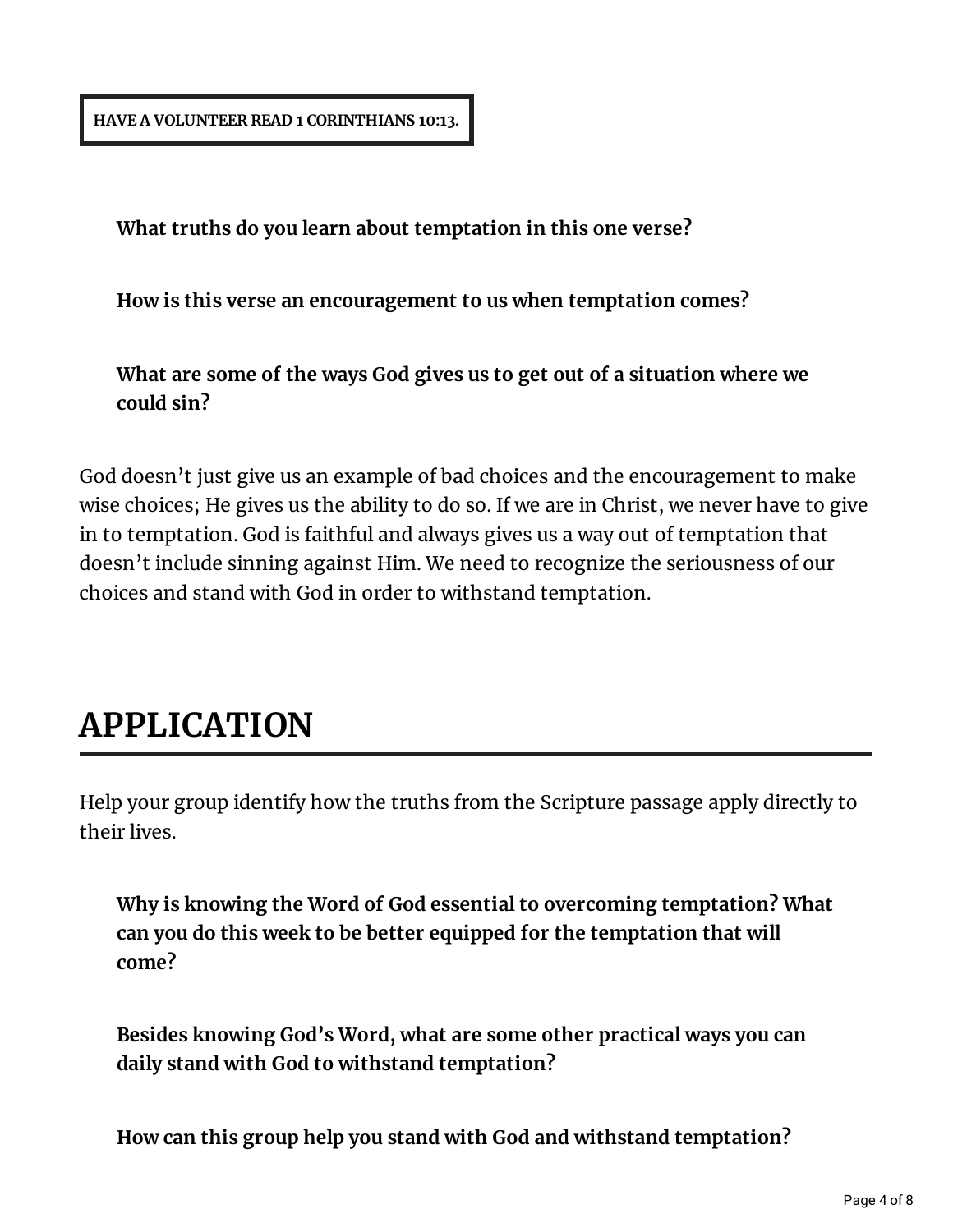**HAVE A VOLUNTEER READ 1 CORINTHIANS 10:13.**

**What truths do you learn about temptation in this one verse?**

**How is this verse an encouragement to us when temptation comes?**

**What are some of the ways God gives us to get out of a situation where we could sin?**

God doesn't just give us an example of bad choices and the encouragement to make wise choices; He gives us the ability to do so. If we are in Christ, we never have to give in to temptation. God is faithful and always gives us a way out of temptation that doesn't include sinning against Him. We need to recognize the seriousness of our choices and stand with God in order to withstand temptation.

# APPLICATION

Help your group identify how the truths from the Scripture passage apply directly to their lives.

**Why is knowing the Word of God essential to overcoming temptation? What can you do this week to be better equipped for the temptation that will come?**

**Besides knowing God's Word, what are some other practical ways you can daily stand with God to withstand temptation?**

**How can this group help you stand with God and withstand temptation?**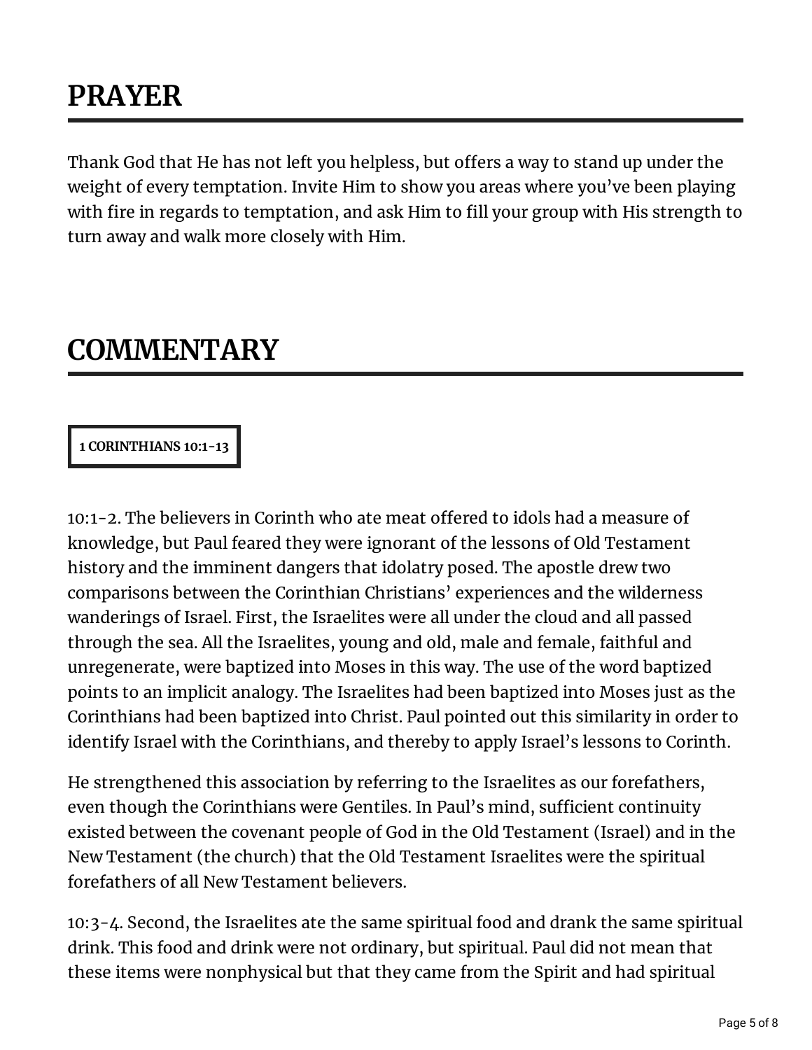# PRAYER

Thank God that He has not left you helpless, but offers a way to stand up under the weight of every temptation. Invite Him to show you areas where you've been playing with fire in regards to temptation, and ask Him to fill your group with His strength to turn away and walk more closely with Him.

# COMMENTARY

**1 CORINTHIANS 10:1-13**

10:1-2. The believers in Corinth who ate meat offered to idols had a measure of knowledge, but Paul feared they were ignorant of the lessons of Old Testament history and the imminent dangers that idolatry posed. The apostle drew two comparisons between the Corinthian Christians' experiences and the wilderness wanderings of Israel. First, the Israelites were all under the cloud and all passed through the sea. All the Israelites, young and old, male and female, faithful and unregenerate, were baptized into Moses in this way. The use of the word baptized points to an implicit analogy. The Israelites had been baptized into Moses just as the Corinthians had been baptized into Christ. Paul pointed out this similarity in order to identify Israel with the Corinthians, and thereby to apply Israel's lessons to Corinth.

He strengthened this association by referring to the Israelites as our forefathers, even though the Corinthians were Gentiles. In Paul's mind, sufficient continuity existed between the covenant people of God in the Old Testament (Israel) and in the New Testament (the church) that the Old Testament Israelites were the spiritual forefathers of all New Testament believers.

10:3-4. Second, the Israelites ate the same spiritual food and drank the same spiritual drink. This food and drink were not ordinary, but spiritual. Paul did not mean that these items were nonphysical but that they came from the Spirit and had spiritual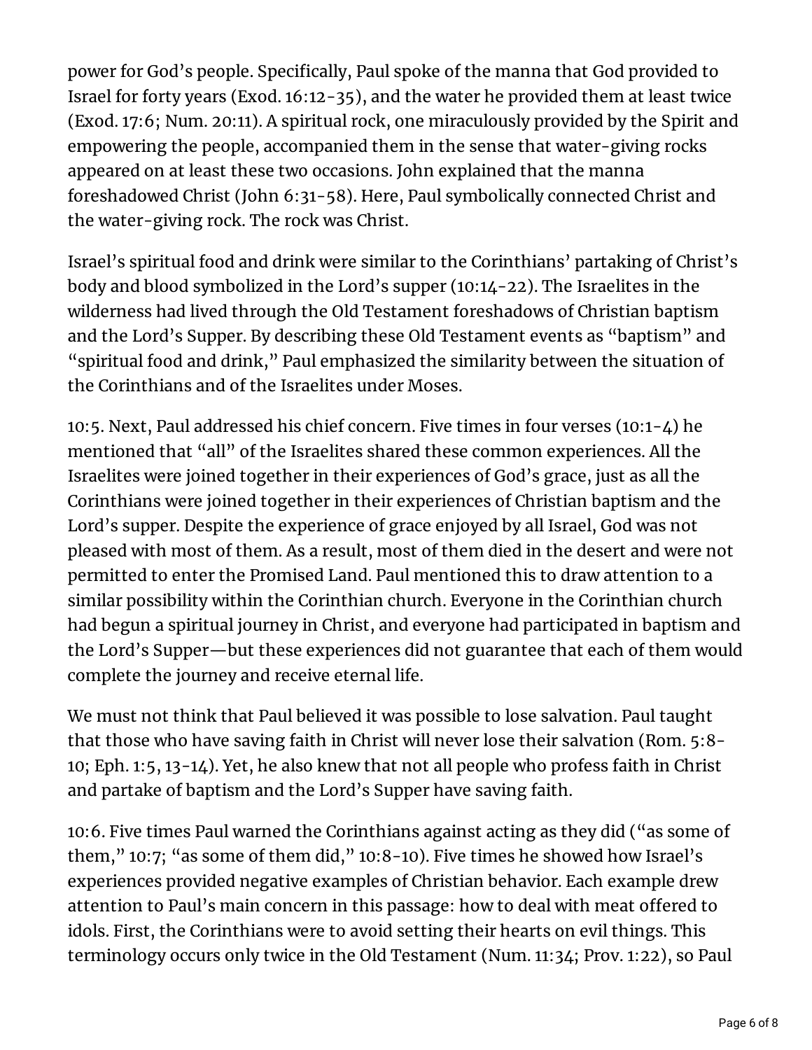power for God's people. Specifically, Paul spoke of the manna that God provided to Israel for forty years (Exod. 16:12-35), and the water he provided them at least twice (Exod. 17:6; Num. 20:11). A spiritual rock, one miraculously provided by the Spirit and empowering the people, accompanied them in the sense that water-giving rocks appeared on at least these two occasions. John explained that the manna foreshadowed Christ (John 6:31-58). Here, Paul symbolically connected Christ and the water-giving rock. The rock was Christ.

Israel's spiritual food and drink were similar to the Corinthians' partaking of Christ's body and blood symbolized in the Lord's supper (10:14-22). The Israelites in the wilderness had lived through the Old Testament foreshadows of Christian baptism and the Lord's Supper. By describing these Old Testament events as "baptism" and "spiritual food and drink," Paul emphasized the similarity between the situation of the Corinthians and of the Israelites under Moses.

10:5. Next, Paul addressed his chief concern. Five times in four verses (10:1-4) he mentioned that "all" of the Israelites shared these common experiences. All the Israelites were joined together in their experiences of God's grace, just as all the Corinthians were joined together in their experiences of Christian baptism and the Lord's supper. Despite the experience of grace enjoyed by all Israel, God was not pleased with most of them. As a result, most of them died in the desert and were not permitted to enter the Promised Land. Paul mentioned this to draw attention to a similar possibility within the Corinthian church. Everyone in the Corinthian church had begun a spiritual journey in Christ, and everyone had participated in baptism and the Lord's Supper—but these experiences did not guarantee that each of them would complete the journey and receive eternal life.

We must not think that Paul believed it was possible to lose salvation. Paul taught that those who have saving faith in Christ will never lose their salvation (Rom. 5:8-10; Eph. 1:5, 13-14). Yet, he also knew that not all people who profess faith in Christ and partake of baptism and the Lord's Supper have saving faith.

10:6. Five times Paul warned the Corinthians against acting as they did ("as some of them," 10:7; "as some of them did," 10:8-10). Five times he showed how Israel's experiences provided negative examples of Christian behavior. Each example drew attention to Paul's main concern in this passage: how to deal with meat offered to idols. First, the Corinthians were to avoid setting their hearts on evil things. This terminology occurs only twice in the Old Testament (Num. 11:34; Prov. 1:22), so Paul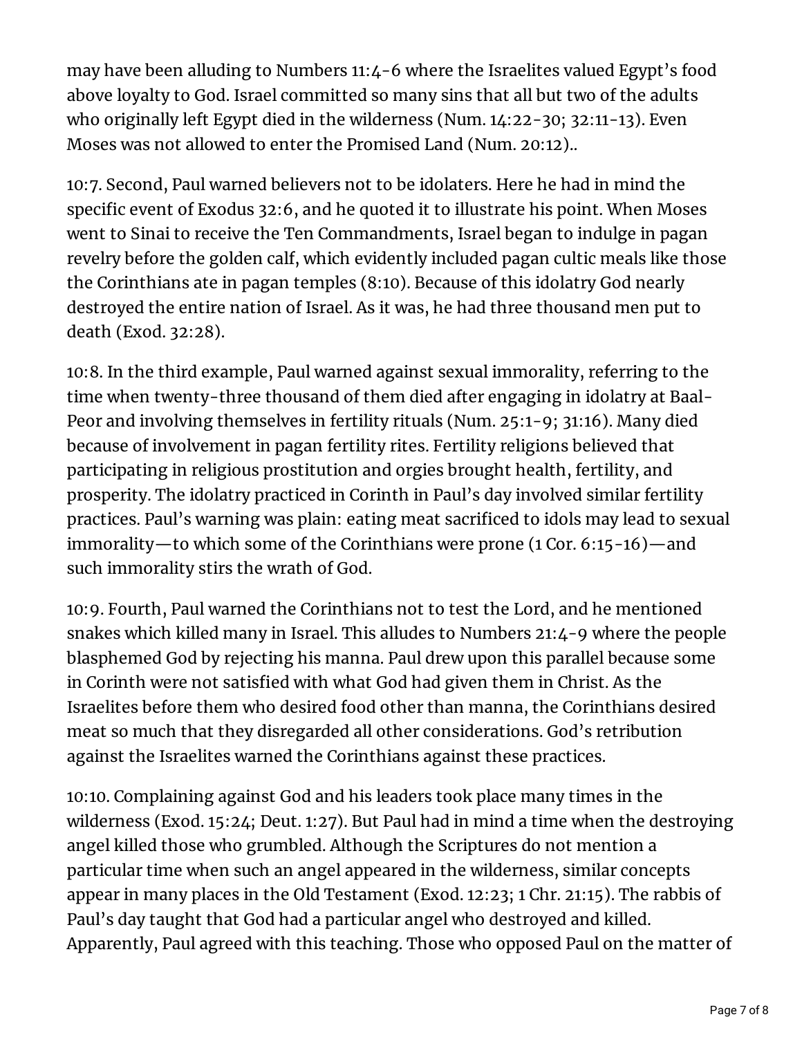may have been alluding to Numbers 11:4-6 where the Israelites valued Egypt's food above loyalty to God. Israel committed so many sins that all but two of the adults who originally left Egypt died in the wilderness (Num. 14:22-30; 32:11-13). Even Moses was not allowed to enter the Promised Land (Num. 20:12)..

10:7. Second, Paul warned believers not to be idolaters. Here he had in mind the specific event of Exodus 32:6, and he quoted it to illustrate his point. When Moses went to Sinai to receive the Ten Commandments, Israel began to indulge in pagan revelry before the golden calf, which evidently included pagan cultic meals like those the Corinthians ate in pagan temples (8:10). Because of this idolatry God nearly destroyed the entire nation of Israel. As it was, he had three thousand men put to death (Exod. 32:28).

10:8. In the third example, Paul warned against sexual immorality, referring to the time when twenty-three thousand of them died after engaging in idolatry at Baal-Peor and involving themselves in fertility rituals (Num. 25:1-9; 31:16). Many died because of involvement in pagan fertility rites. Fertility religions believed that participating in religious prostitution and orgies brought health, fertility, and prosperity. The idolatry practiced in Corinth in Paul's day involved similar fertility practices. Paul's warning was plain: eating meat sacrificed to idols may lead to sexual immorality—to which some of the Corinthians were prone (1 Cor. 6:15-16)—and such immorality stirs the wrath of God.

10:9. Fourth, Paul warned the Corinthians not to test the Lord, and he mentioned snakes which killed many in Israel. This alludes to Numbers 21:4-9 where the people blasphemed God by rejecting his manna. Paul drew upon this parallel because some in Corinth were not satisfied with what God had given them in Christ. As the Israelites before them who desired food other than manna, the Corinthians desired meat so much that they disregarded all other considerations. God's retribution against the Israelites warned the Corinthians against these practices.

10:10. Complaining against God and his leaders took place many times in the wilderness (Exod. 15:24; Deut. 1:27). But Paul had in mind a time when the destroying angel killed those who grumbled. Although the Scriptures do not mention a particular time when such an angel appeared in the wilderness, similar concepts appear in many places in the Old Testament (Exod. 12:23; 1 Chr. 21:15). The rabbis of Paul's day taught that God had a particular angel who destroyed and killed. Apparently, Paul agreed with this teaching. Those who opposed Paul on the matter of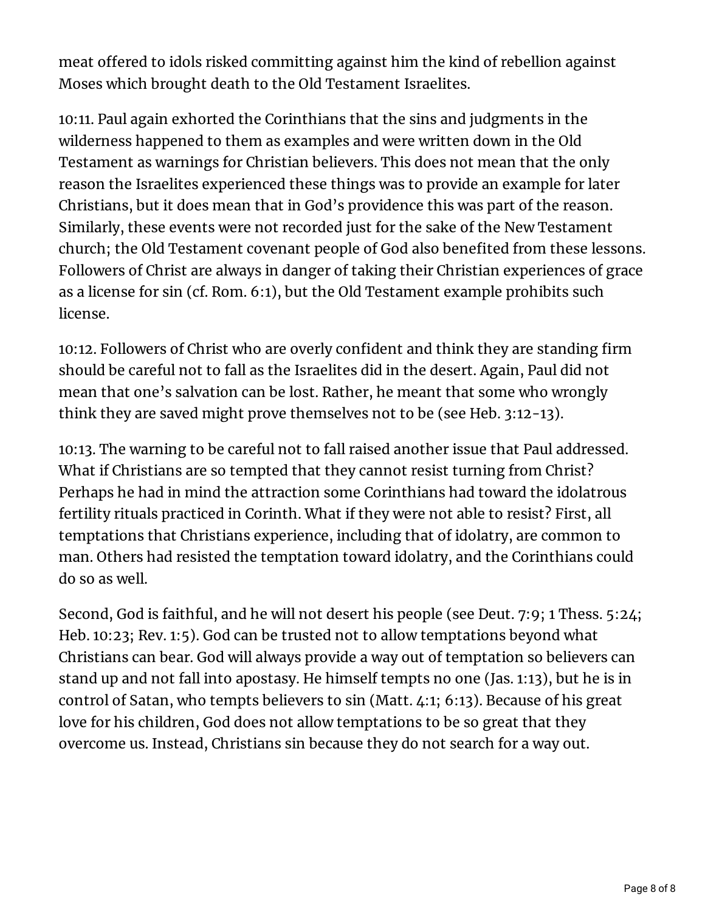meat offered to idols risked committing against him the kind of rebellion against Moses which brought death to the Old Testament Israelites.

10:11. Paul again exhorted the Corinthians that the sins and judgments in the wilderness happened to them as examples and were written down in the Old Testament as warnings for Christian believers. This does not mean that the only reason the Israelites experienced these things was to provide an example for later Christians, but it does mean that in God's providence this was part of the reason. Similarly, these events were not recorded just for the sake of the New Testament church; the Old Testament covenant people of God also benefited from these lessons. Followers of Christ are always in danger of taking their Christian experiences of grace as a license for sin (cf. Rom. 6:1), but the Old Testament example prohibits such license.

10:12. Followers of Christ who are overly confident and think they are standing firm should be careful not to fall as the Israelites did in the desert. Again, Paul did not mean that one's salvation can be lost. Rather, he meant that some who wrongly think they are saved might prove themselves not to be (see Heb. 3:12-13).

10:13. The warning to be careful not to fall raised another issue that Paul addressed. What if Christians are so tempted that they cannot resist turning from Christ? Perhaps he had in mind the attraction some Corinthians had toward the idolatrous fertility rituals practiced in Corinth. What if they were not able to resist? First, all temptations that Christians experience, including that of idolatry, are common to man. Others had resisted the temptation toward idolatry, and the Corinthians could do so as well.

Second, God is faithful, and he will not desert his people (see Deut. 7:9; 1 Thess. 5:24; Heb. 10:23; Rev. 1:5). God can be trusted not to allow temptations beyond what Christians can bear. God will always provide a way out of temptation so believers can stand up and not fall into apostasy. He himself tempts no one (Jas. 1:13), but he is in control of Satan, who tempts believers to sin (Matt. 4:1; 6:13). Because of his great love for his children, God does not allow temptations to be so great that they overcome us. Instead, Christians sin because they do not search for a way out.